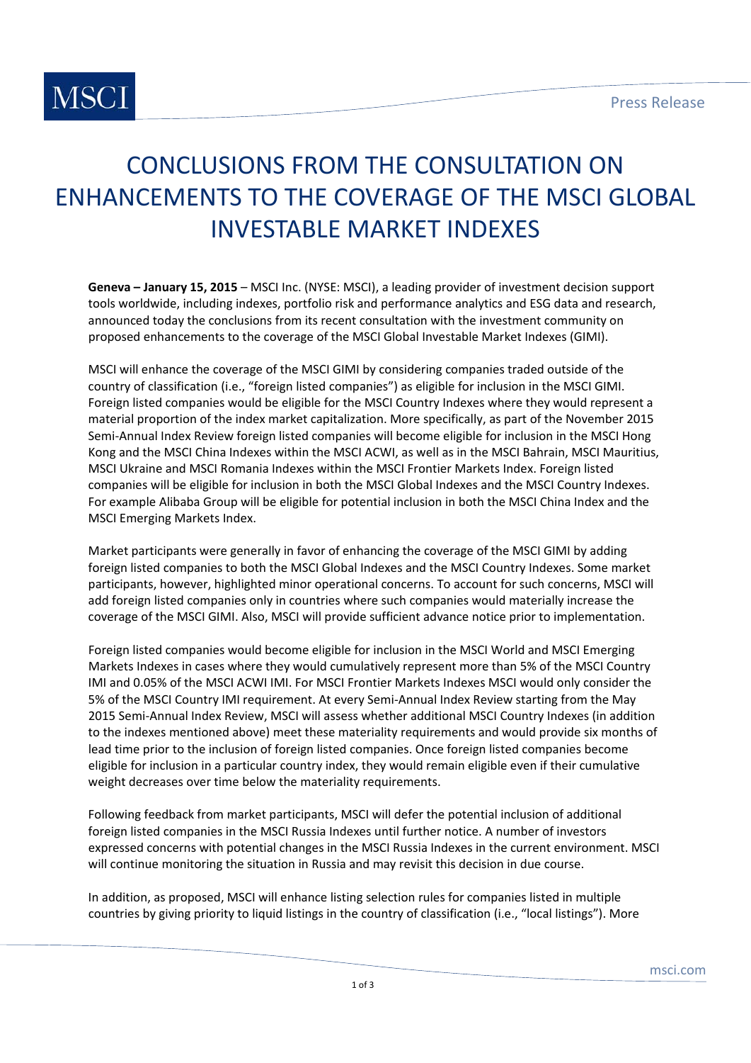# CONCLUSIONS FROM THE CONSULTATION ON ENHANCEMENTS TO THE COVERAGE OF THE MSCI GLOBAL INVESTABLE MARKET INDEXES

**Geneva – January 15, 2015** – MSCI Inc. (NYSE: MSCI), a leading provider of investment decision support tools worldwide, including indexes, portfolio risk and performance analytics and ESG data and research, announced today the conclusions from its recent consultation with the investment community on proposed enhancements to the coverage of the MSCI Global Investable Market Indexes (GIMI).

MSCI will enhance the coverage of the MSCI GIMI by considering companies traded outside of the country of classification (i.e., "foreign listed companies") as eligible for inclusion in the MSCI GIMI. Foreign listed companies would be eligible for the MSCI Country Indexes where they would represent a material proportion of the index market capitalization. More specifically, as part of the November 2015 Semi-Annual Index Review foreign listed companies will become eligible for inclusion in the MSCI Hong Kong and the MSCI China Indexes within the MSCI ACWI, as well as in the MSCI Bahrain, MSCI Mauritius, MSCI Ukraine and MSCI Romania Indexes within the MSCI Frontier Markets Index. Foreign listed companies will be eligible for inclusion in both the MSCI Global Indexes and the MSCI Country Indexes. For example Alibaba Group will be eligible for potential inclusion in both the MSCI China Index and the MSCI Emerging Markets Index.

Market participants were generally in favor of enhancing the coverage of the MSCI GIMI by adding foreign listed companies to both the MSCI Global Indexes and the MSCI Country Indexes. Some market participants, however, highlighted minor operational concerns. To account for such concerns, MSCI will add foreign listed companies only in countries where such companies would materially increase the coverage of the MSCI GIMI. Also, MSCI will provide sufficient advance notice prior to implementation.

Foreign listed companies would become eligible for inclusion in the MSCI World and MSCI Emerging Markets Indexes in cases where they would cumulatively represent more than 5% of the MSCI Country IMI and 0.05% of the MSCI ACWI IMI. For MSCI Frontier Markets Indexes MSCI would only consider the 5% of the MSCI Country IMI requirement. At every Semi-Annual Index Review starting from the May 2015 Semi-Annual Index Review, MSCI will assess whether additional MSCI Country Indexes (in addition to the indexes mentioned above) meet these materiality requirements and would provide six months of lead time prior to the inclusion of foreign listed companies. Once foreign listed companies become eligible for inclusion in a particular country index, they would remain eligible even if their cumulative weight decreases over time below the materiality requirements.

Following feedback from market participants, MSCI will defer the potential inclusion of additional foreign listed companies in the MSCI Russia Indexes until further notice. A number of investors expressed concerns with potential changes in the MSCI Russia Indexes in the current environment. MSCI will continue monitoring the situation in Russia and may revisit this decision in due course.

In addition, as proposed, MSCI will enhance listing selection rules for companies listed in multiple countries by giving priority to liquid listings in the country of classification (i.e., "local listings"). More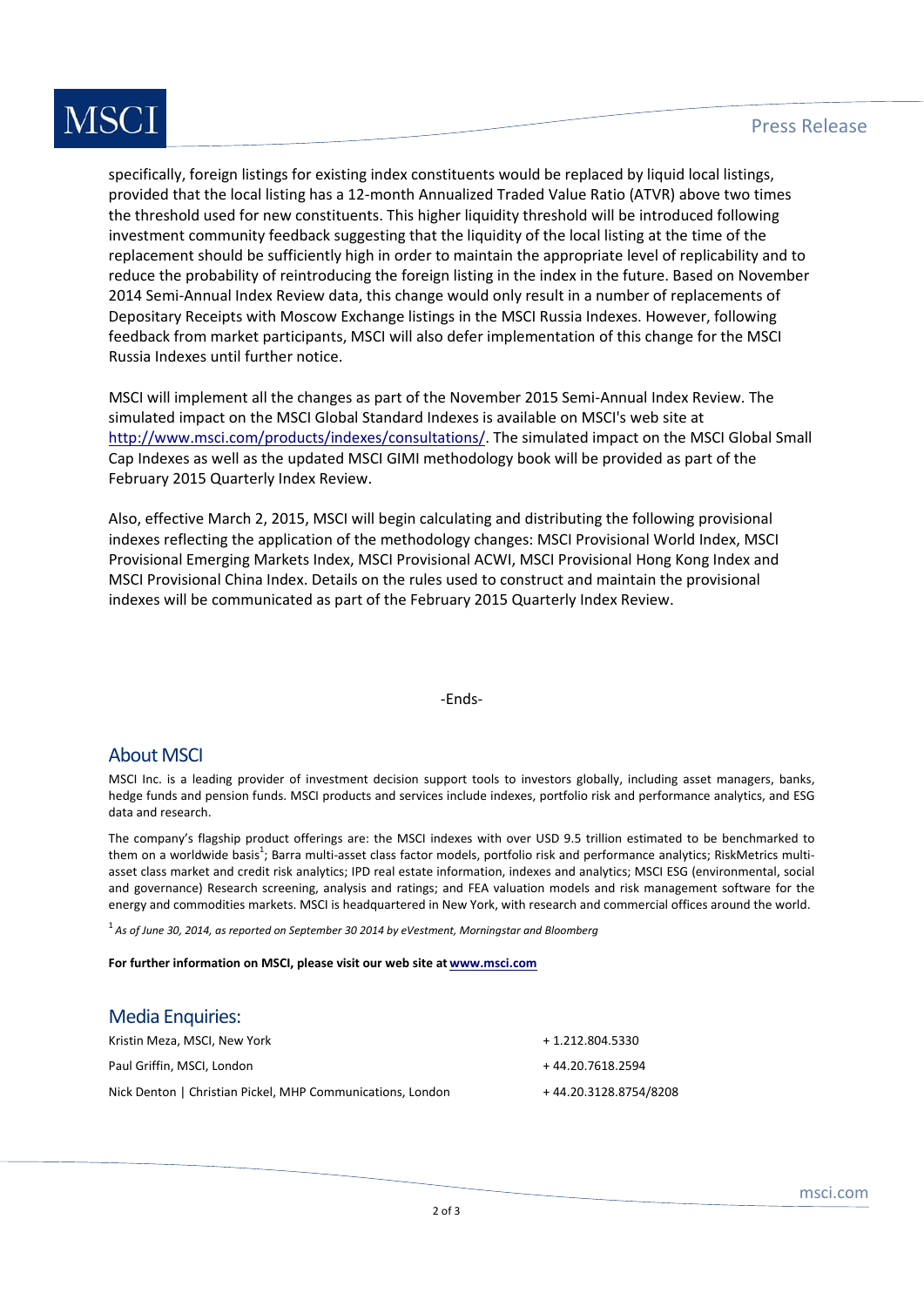specifically, foreign listings for existing index constituents would be replaced by liquid local listings, provided that the local listing has a 12-month Annualized Traded Value Ratio (ATVR) above two times the threshold used for new constituents. This higher liquidity threshold will be introduced following investment community feedback suggesting that the liquidity of the local listing at the time of the replacement should be sufficiently high in order to maintain the appropriate level of replicability and to reduce the probability of reintroducing the foreign listing in the index in the future. Based on November 2014 Semi-Annual Index Review data, this change would only result in a number of replacements of Depositary Receipts with Moscow Exchange listings in the MSCI Russia Indexes. However, following feedback from market participants, MSCI will also defer implementation of this change for the MSCI Russia Indexes until further notice.

MSCI will implement all the changes as part of the November 2015 Semi-Annual Index Review. The simulated impact on the MSCI Global Standard Indexes is available on MSCI's web site at http://www.msci.com/products/indexes/consultations/. The simulated impact on the MSCI Global Small Cap Indexes as well as the updated MSCI GIMI methodology book will be provided as part of the February 2015 Quarterly Index Review.

Also, effective March 2, 2015, MSCI will begin calculating and distributing the following provisional indexes reflecting the application of the methodology changes: MSCI Provisional World Index, MSCI Provisional Emerging Markets Index, MSCI Provisional ACWI, MSCI Provisional Hong Kong Index and MSCI Provisional China Index. Details on the rules used to construct and maintain the provisional indexes will be communicated as part of the February 2015 Quarterly Index Review.

-Ends-

## About MSCI

MSCI Inc. is a leading provider of investment decision support tools to investors globally, including asset managers, banks, hedge funds and pension funds. MSCI products and services include indexes, portfolio risk and performance analytics, and ESG data and research.

The company's flagship product offerings are: the MSCI indexes with over USD 9.5 trillion estimated to be benchmarked to them on a worldwide basis[1]; Barra multi-asset class factor models, portfolio risk and performance analytics; RiskMetrics multi-asset class market and credit risk analytics; IPD real estate information, indexes and analytics; MSCI ESG (environmental, social and governance) Research screening, analysis and ratings; and FEA valuation models and risk management software for the energy and commodities markets. MSCI is headquartered in New York, with research and commercial offices around the world.

[1] *As of June 30, 2014, as reported on September 30 2014 by eVestment, Morningstar and Bloomberg*

**For further information on MSCI, please visit our web site at www.msci.com**

## Media Enquiries:

| | |
|---|---|
| Kristin Meza, MSCI, New York | + 1.212.804.5330 |
| Paul Griffin, MSCI, London | + 44.20.7618.2594 |
| Nick Denton \| Christian Pickel, MHP Communications, London | + 44.20.3128.8754/8208 |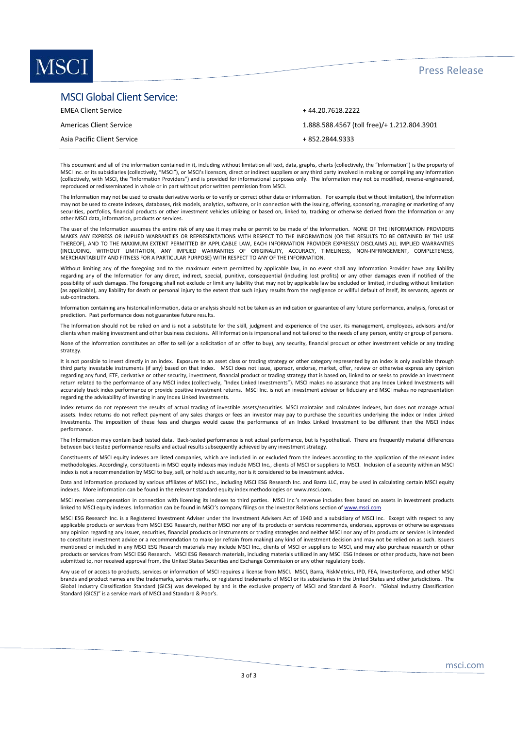## MSCI Global Client Service:

| | |
|---|---|
| EMEA Client Service | + 44.20.7618.2222 |
| Americas Client Service | 1.888.588.4567 (toll free)/+ 1.212.804.3901 |
| Asia Pacific Client Service | + 852.2844.9333 |

This document and all of the information contained in it, including without limitation all text, data, graphs, charts (collectively, the "Information") is the property of MSCI Inc. or its subsidiaries (collectively, "MSCI"), or MSCI's licensors, direct or indirect suppliers or any third party involved in making or compiling any Information (collectively, with MSCI, the "Information Providers") and is provided for informational purposes only. The Information may not be modified, reverse-engineered, reproduced or redisseminated in whole or in part without prior written permission from MSCI.

The Information may not be used to create derivative works or to verify or correct other data or information. For example (but without limitation), the Information may not be used to create indexes, databases, risk models, analytics, software, or in connection with the issuing, offering, sponsoring, managing or marketing of any securities, portfolios, financial products or other investment vehicles utilizing or based on, linked to, tracking or otherwise derived from the Information or any other MSCI data, information, products or services.

The user of the Information assumes the entire risk of any use it may make or permit to be made of the Information. NONE OF THE INFORMATION PROVIDERS MAKES ANY EXPRESS OR IMPLIED WARRANTIES OR REPRESENTATIONS WITH RESPECT TO THE INFORMATION (OR THE RESULTS TO BE OBTAINED BY THE USE THEREOF), AND TO THE MAXIMUM EXTENT PERMITTED BY APPLICABLE LAW, EACH INFORMATION PROVIDER EXPRESSLY DISCLAIMS ALL IMPLIED WARRANTIES (INCLUDING, WITHOUT LIMITATION, ANY IMPLIED WARRANTIES OF ORIGINALITY, ACCURACY, TIMELINESS, NON-INFRINGEMENT, COMPLETENESS, MERCHANTABILITY AND FITNESS FOR A PARTICULAR PURPOSE) WITH RESPECT TO ANY OF THE INFORMATION.

Without limiting any of the foregoing and to the maximum extent permitted by applicable law, in no event shall any Information Provider have any liability regarding any of the Information for any direct, indirect, special, punitive, consequential (including lost profits) or any other damages even if notified of the possibility of such damages. The foregoing shall not exclude or limit any liability that may not by applicable law be excluded or limited, including without limitation (as applicable), any liability for death or personal injury to the extent that such injury results from the negligence or willful default of itself, its servants, agents or sub-contractors.

Information containing any historical information, data or analysis should not be taken as an indication or guarantee of any future performance, analysis, forecast or prediction. Past performance does not guarantee future results.

The Information should not be relied on and is not a substitute for the skill, judgment and experience of the user, its management, employees, advisors and/or clients when making investment and other business decisions. All Information is impersonal and not tailored to the needs of any person, entity or group of persons.

None of the Information constitutes an offer to sell (or a solicitation of an offer to buy), any security, financial product or other investment vehicle or any trading strategy.

It is not possible to invest directly in an index. Exposure to an asset class or trading strategy or other category represented by an index is only available through third party investable instruments (if any) based on that index. MSCI does not issue, sponsor, endorse, market, offer, review or otherwise express any opinion regarding any fund, ETF, derivative or other security, investment, financial product or trading strategy that is based on, linked to or seeks to provide an investment return related to the performance of any MSCI index (collectively, "Index Linked Investments"). MSCI makes no assurance that any Index Linked Investments will accurately track index performance or provide positive investment returns. MSCI Inc. is not an investment adviser or fiduciary and MSCI makes no representation regarding the advisability of investing in any Index Linked Investments.

Index returns do not represent the results of actual trading of investible assets/securities. MSCI maintains and calculates indexes, but does not manage actual assets. Index returns do not reflect payment of any sales charges or fees an investor may pay to purchase the securities underlying the index or Index Linked Investments. The imposition of these fees and charges would cause the performance of an Index Linked Investment to be different than the MSCI index performance.

The Information may contain back tested data. Back-tested performance is not actual performance, but is hypothetical. There are frequently material differences between back tested performance results and actual results subsequently achieved by any investment strategy.

Constituents of MSCI equity indexes are listed companies, which are included in or excluded from the indexes according to the application of the relevant index methodologies. Accordingly, constituents in MSCI equity indexes may include MSCI Inc., clients of MSCI or suppliers to MSCI. Inclusion of a security within an MSCI index is not a recommendation by MSCI to buy, sell, or hold such security, nor is it considered to be investment advice.

Data and information produced by various affiliates of MSCI Inc., including MSCI ESG Research Inc. and Barra LLC, may be used in calculating certain MSCI equity indexes. More information can be found in the relevant standard equity index methodologies on www.msci.com.

MSCI receives compensation in connection with licensing its indexes to third parties. MSCI Inc.'s revenue includes fees based on assets in investment products linked to MSCI equity indexes. Information can be found in MSCI's company filings on the Investor Relations section of www.msci.com.

MSCI ESG Research Inc. is a Registered Investment Adviser under the Investment Advisers Act of 1940 and a subsidiary of MSCI Inc. Except with respect to any applicable products or services from MSCI ESG Research, neither MSCI nor any of its products or services recommends, endorses, approves or otherwise expresses any opinion regarding any issuer, securities, financial products or instruments or trading strategies and neither MSCI nor any of its products or services is intended to constitute investment advice or a recommendation to make (or refrain from making) any kind of investment decision and may not be relied on as such. Issuers mentioned or included in any MSCI ESG Research materials may include MSCI Inc., clients of MSCI or suppliers to MSCI, and may also purchase research or other products or services from MSCI ESG Research. MSCI ESG Research materials, including materials utilized in any MSCI ESG Indexes or other products, have not been submitted to, nor received approval from, the United States Securities and Exchange Commission or any other regulatory body.

Any use of or access to products, services or information of MSCI requires a license from MSCI. MSCI, Barra, RiskMetrics, IPD, FEA, InvestorForce, and other MSCI brands and product names are the trademarks, service marks, or registered trademarks of MSCI or its subsidiaries in the United States and other jurisdictions. The Global Industry Classification Standard (GICS) was developed by and is the exclusive property of MSCI and Standard & Poor's. "Global Industry Classification Standard (GICS)" is a service mark of MSCI and Standard & Poor's.